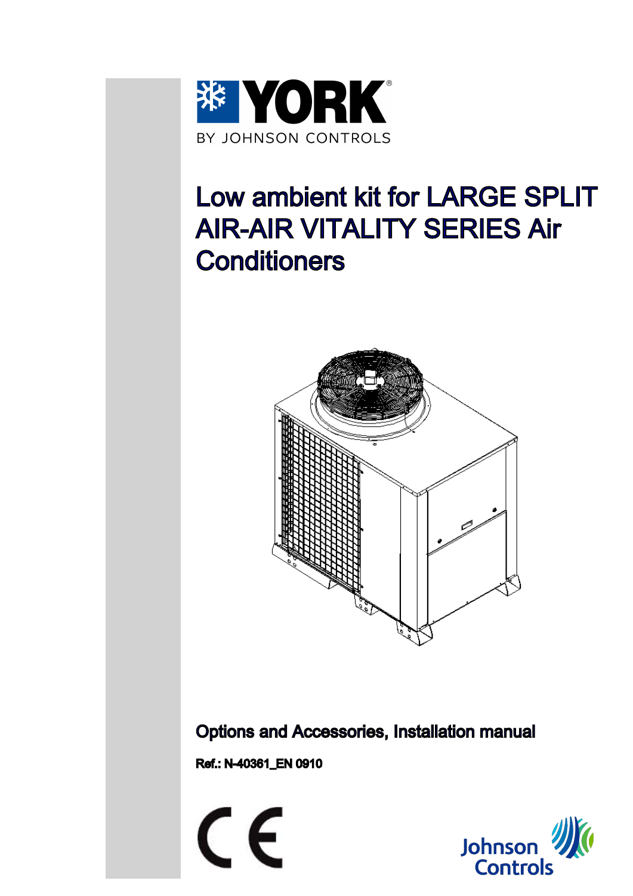YORK

BY JOHNSON CONTROLS

# Low ambient kit for LARGE SPLIT AIR-AIR VITALITY SERIES Air Conditioners

**Options and Accessories, Installation manual**

**Ref.: N-40361_EN 0910**

Johnson Controls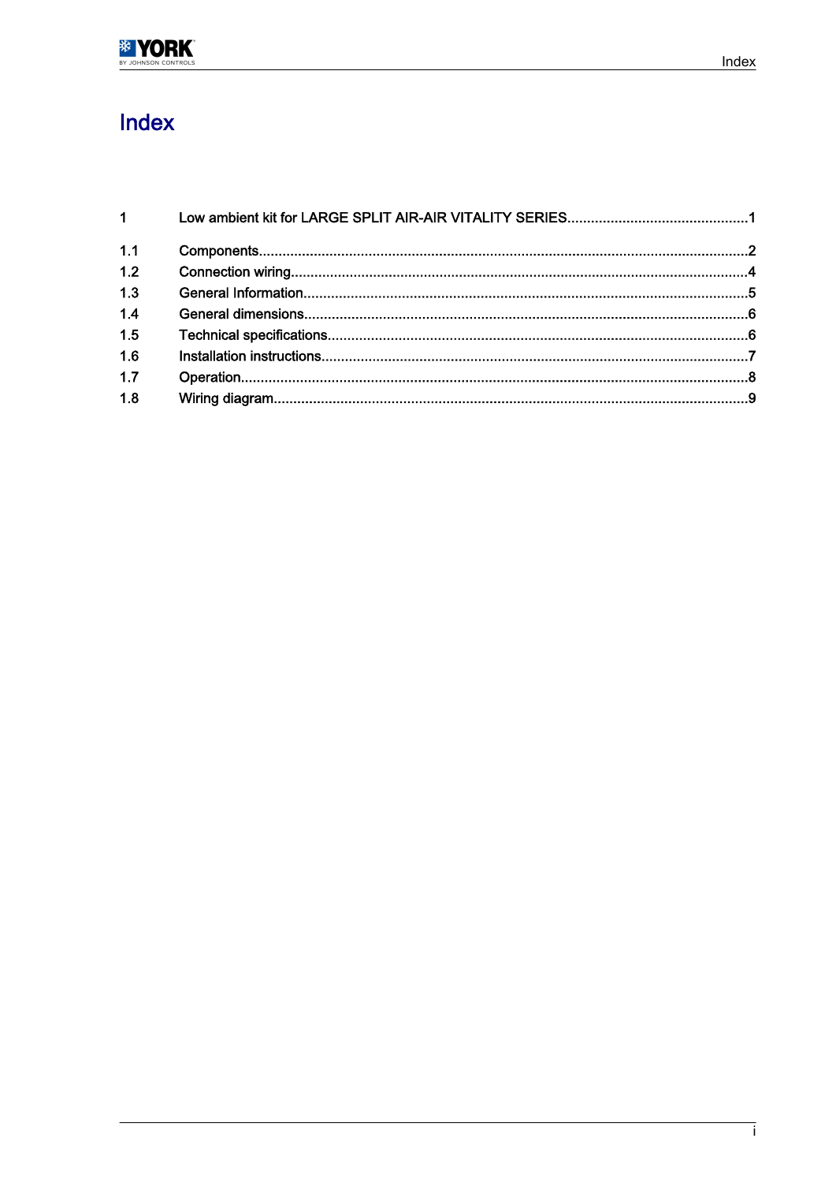# Index

1 Low ambient kit for LARGE SPLIT AIR-AIR VITALITY SERIES.............................................1

1.1 Components..........................................................................................................................2

1.2 Connection wiring...................................................................................................................4

1.3 General Information................................................................................................................5

1.4 General dimensions................................................................................................................6

1.5 Technical specifications..........................................................................................................6

1.6 Installation instructions...........................................................................................................7

1.7 Operation...............................................................................................................................8

1.8 Wiring diagram.......................................................................................................................9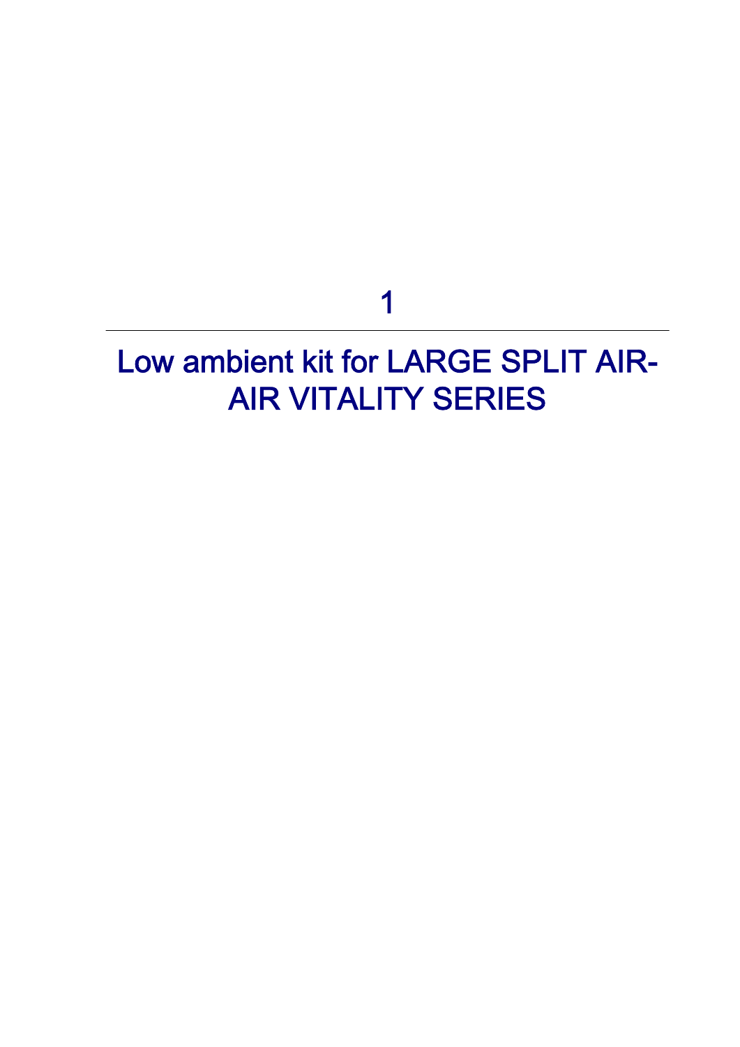# 1

# Low ambient kit for LARGE SPLIT AIR-AIR VITALITY SERIES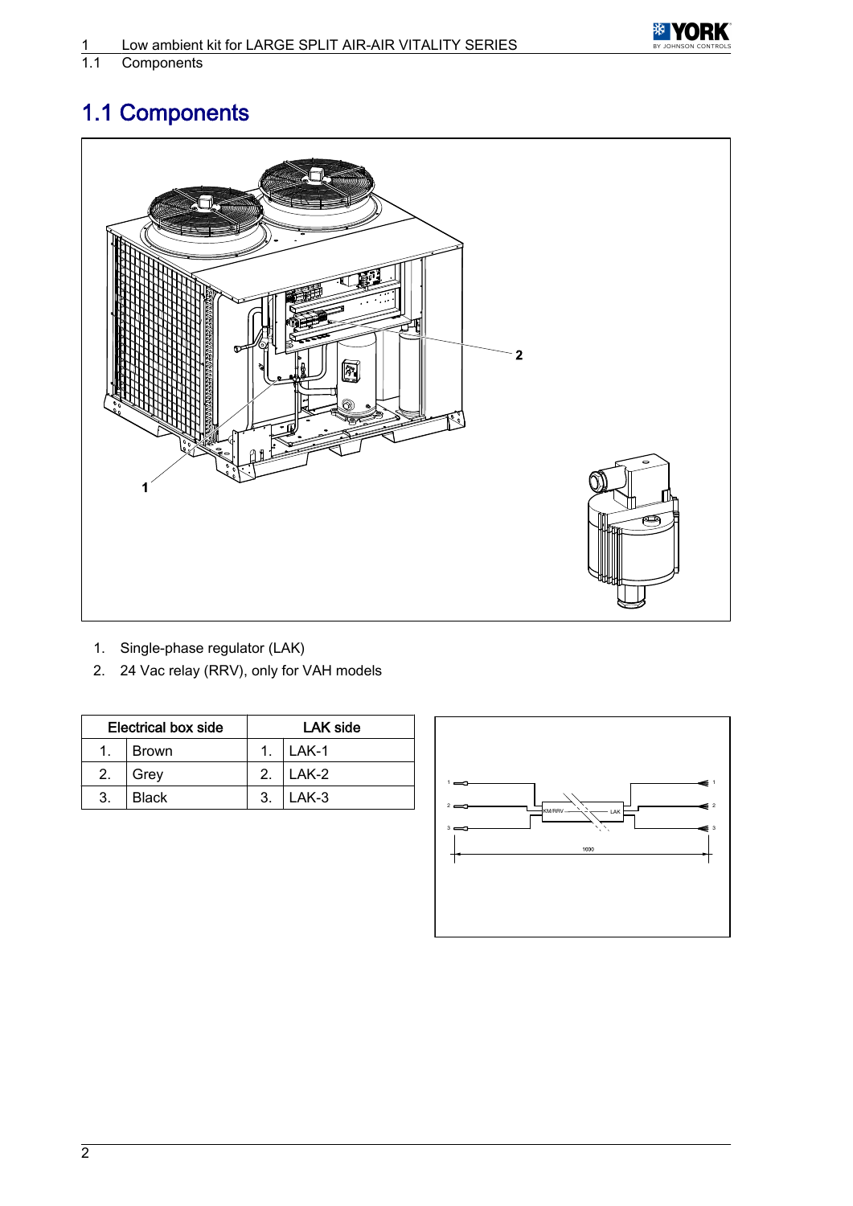## 1.1 Components

1. Single-phase regulator (LAK)
2. 24 Vac relay (RRV), only for VAH models

| Electrical box side | | LAK side | |
|---|---|---|---|
| 1. | Brown | 1. | LAK-1 |
| 2. | Grey | 2. | LAK-2 |
| 3. | Black | 3. | LAK-3 |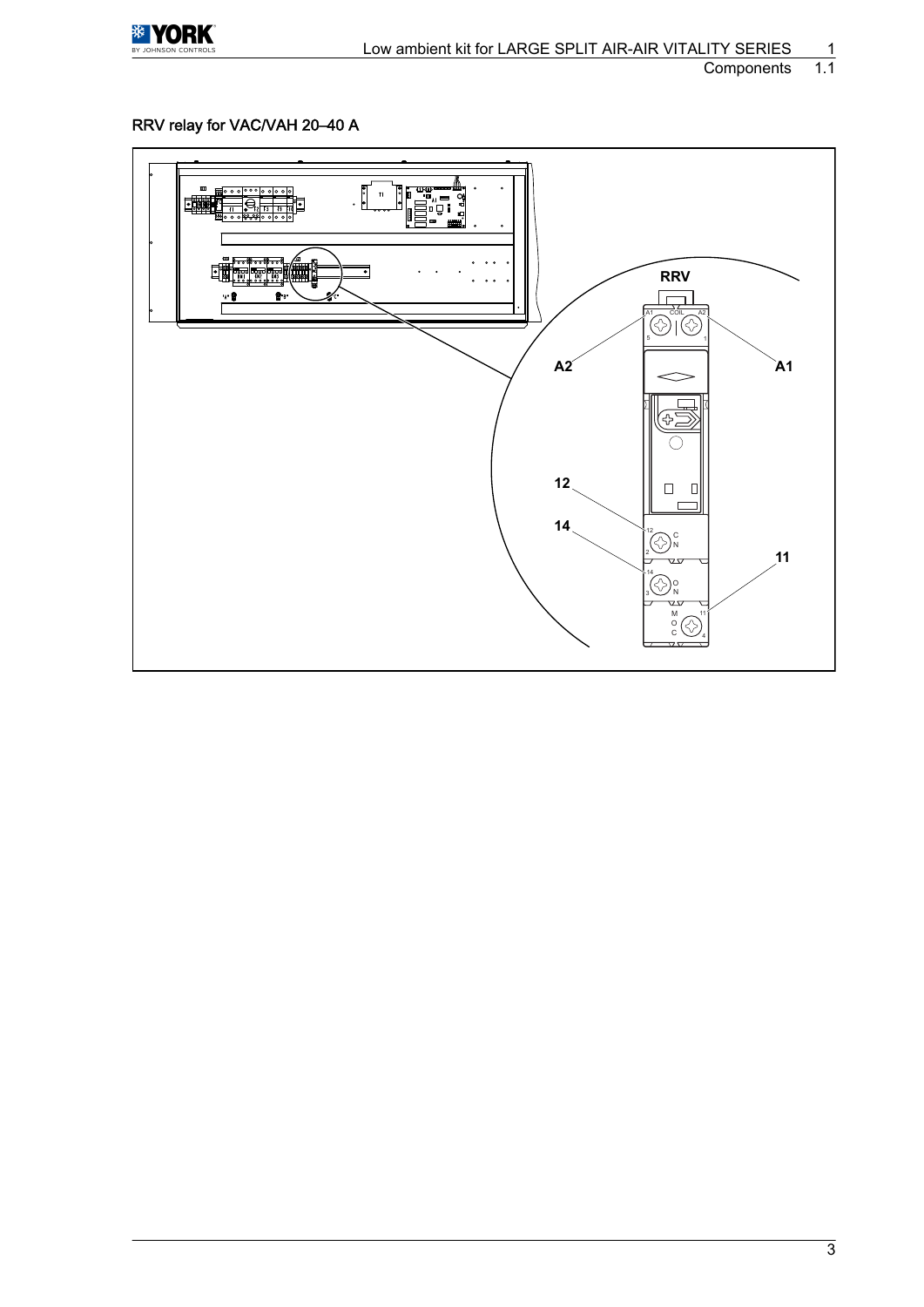### RRV relay for VAC/VAH 20–40 A

RRV

A2

A1

12

14

11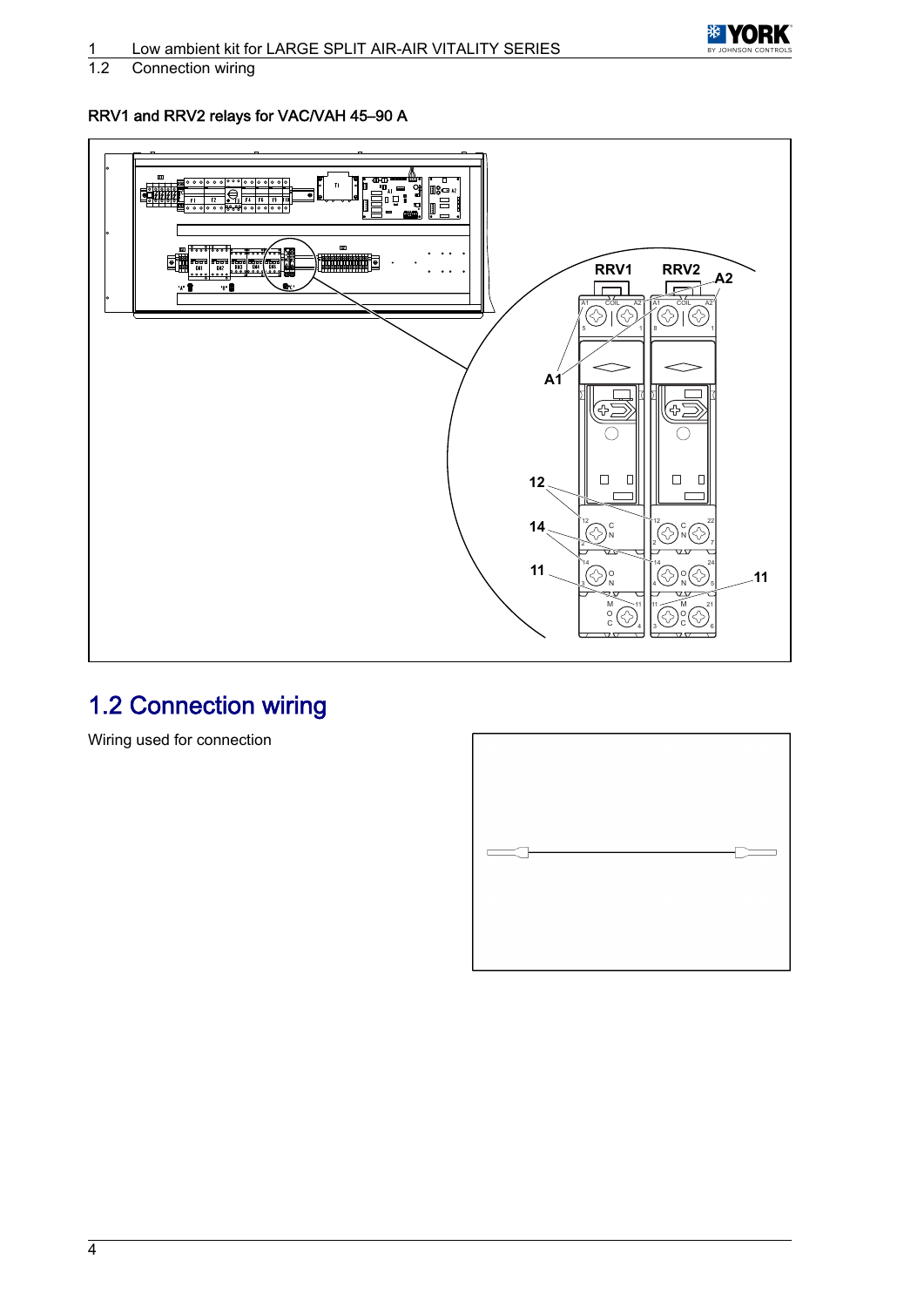RRV1 and RRV2 relays for VAC/VAH 45–90 A

RRV1 RRV2 A2 A1 12 14 11 11

## 1.2 Connection wiring

Wiring used for connection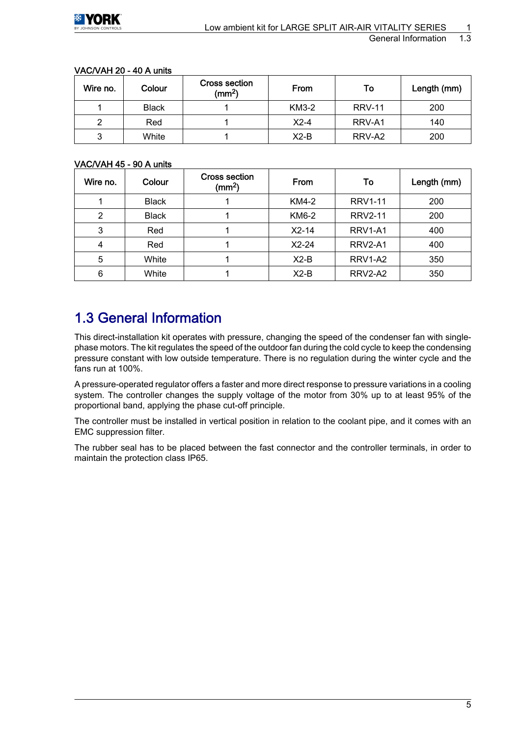VAC/VAH 20 - 40 A units

| Wire no. | Colour | Cross section ($mm^2$) | From | To | Length (mm) |
|---|---|---|---|---|---|
| 1 | Black | 1 | KM3-2 | RRV-11 | 200 |
| 2 | Red | 1 | X2-4 | RRV-A1 | 140 |
| 3 | White | 1 | X2-B | RRV-A2 | 200 |

VAC/VAH 45 - 90 A units

| Wire no. | Colour | Cross section ($mm^2$) | From | To | Length (mm) |
|---|---|---|---|---|---|
| 1 | Black | 1 | KM4-2 | RRV1-11 | 200 |
| 2 | Black | 1 | KM6-2 | RRV2-11 | 200 |
| 3 | Red | 1 | X2-14 | RRV1-A1 | 400 |
| 4 | Red | 1 | X2-24 | RRV2-A1 | 400 |
| 5 | White | 1 | X2-B | RRV1-A2 | 350 |
| 6 | White | 1 | X2-B | RRV2-A2 | 350 |

## 1.3 General Information

This direct-installation kit operates with pressure, changing the speed of the condenser fan with single-phase motors. The kit regulates the speed of the outdoor fan during the cold cycle to keep the condensing pressure constant with low outside temperature. There is no regulation during the winter cycle and the fans run at 100%.

A pressure-operated regulator offers a faster and more direct response to pressure variations in a cooling system. The controller changes the supply voltage of the motor from 30% up to at least 95% of the proportional band, applying the phase cut-off principle.

The controller must be installed in vertical position in relation to the coolant pipe, and it comes with an EMC suppression filter.

The rubber seal has to be placed between the fast connector and the controller terminals, in order to maintain the protection class IP65.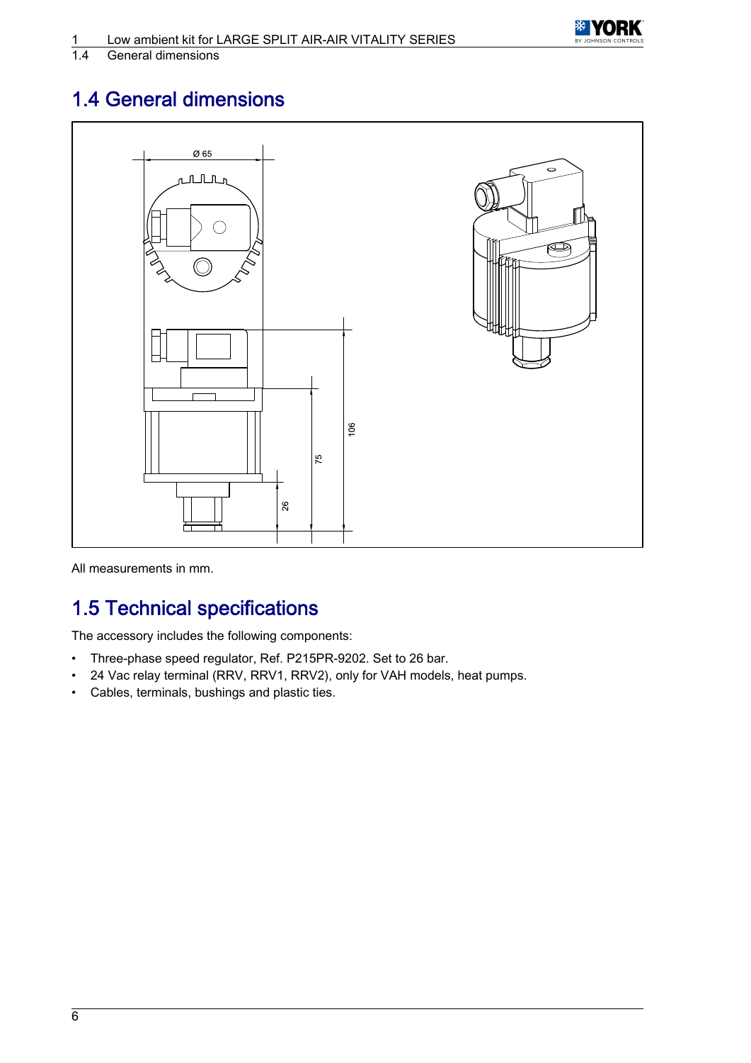## 1.4 General dimensions

All measurements in mm.

## 1.5 Technical specifications

The accessory includes the following components:

- Three-phase speed regulator, Ref. P215PR-9202. Set to 26 bar.
- 24 Vac relay terminal (RRV, RRV1, RRV2), only for VAH models, heat pumps.
- Cables, terminals, bushings and plastic ties.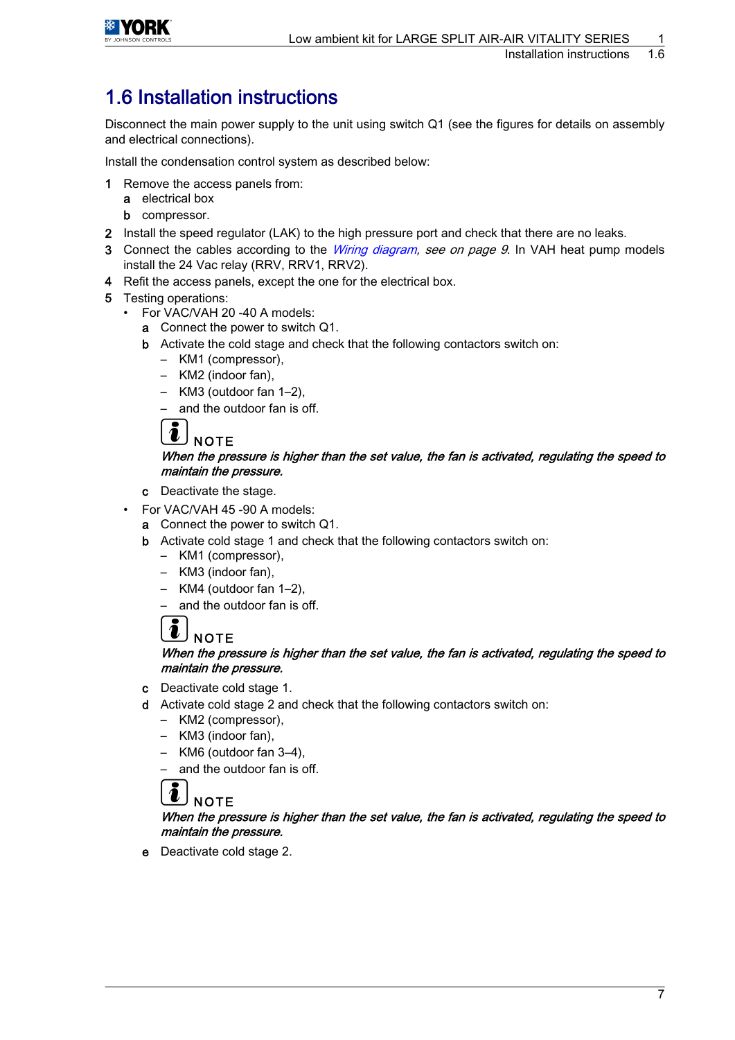# 1.6 Installation instructions

Disconnect the main power supply to the unit using switch Q1 (see the figures for details on assembly and electrical connections).

Install the condensation control system as described below:

1. Remove the access panels from:
   a. electrical box
   b. compressor.
2. Install the speed regulator (LAK) to the high pressure port and check that there are no leaks.
3. Connect the cables according to the *Wiring diagram, see on page 9*. In VAH heat pump models install the 24 Vac relay (RRV, RRV1, RRV2).
4. Refit the access panels, except the one for the electrical box.
5. Testing operations:
   - For VAC/VAH 20 -40 A models:
     a. Connect the power to switch Q1.
     b. Activate the cold stage and check that the following contactors switch on:
        - KM1 (compressor),
        - KM2 (indoor fan),
        - KM3 (outdoor fan 1–2),
        - and the outdoor fan is off.

        **NOTE**

        ***When the pressure is higher than the set value, the fan is activated, regulating the speed to maintain the pressure.***
     c. Deactivate the stage.
   - For VAC/VAH 45 -90 A models:
     a. Connect the power to switch Q1.
     b. Activate cold stage 1 and check that the following contactors switch on:
        - KM1 (compressor),
        - KM3 (indoor fan),
        - KM4 (outdoor fan 1–2),
        - and the outdoor fan is off.

        **NOTE**

        ***When the pressure is higher than the set value, the fan is activated, regulating the speed to maintain the pressure.***
     c. Deactivate cold stage 1.
     d. Activate cold stage 2 and check that the following contactors switch on:
        - KM2 (compressor),
        - KM3 (indoor fan),
        - KM6 (outdoor fan 3–4),
        - and the outdoor fan is off.

        **NOTE**

        ***When the pressure is higher than the set value, the fan is activated, regulating the speed to maintain the pressure.***
     e. Deactivate cold stage 2.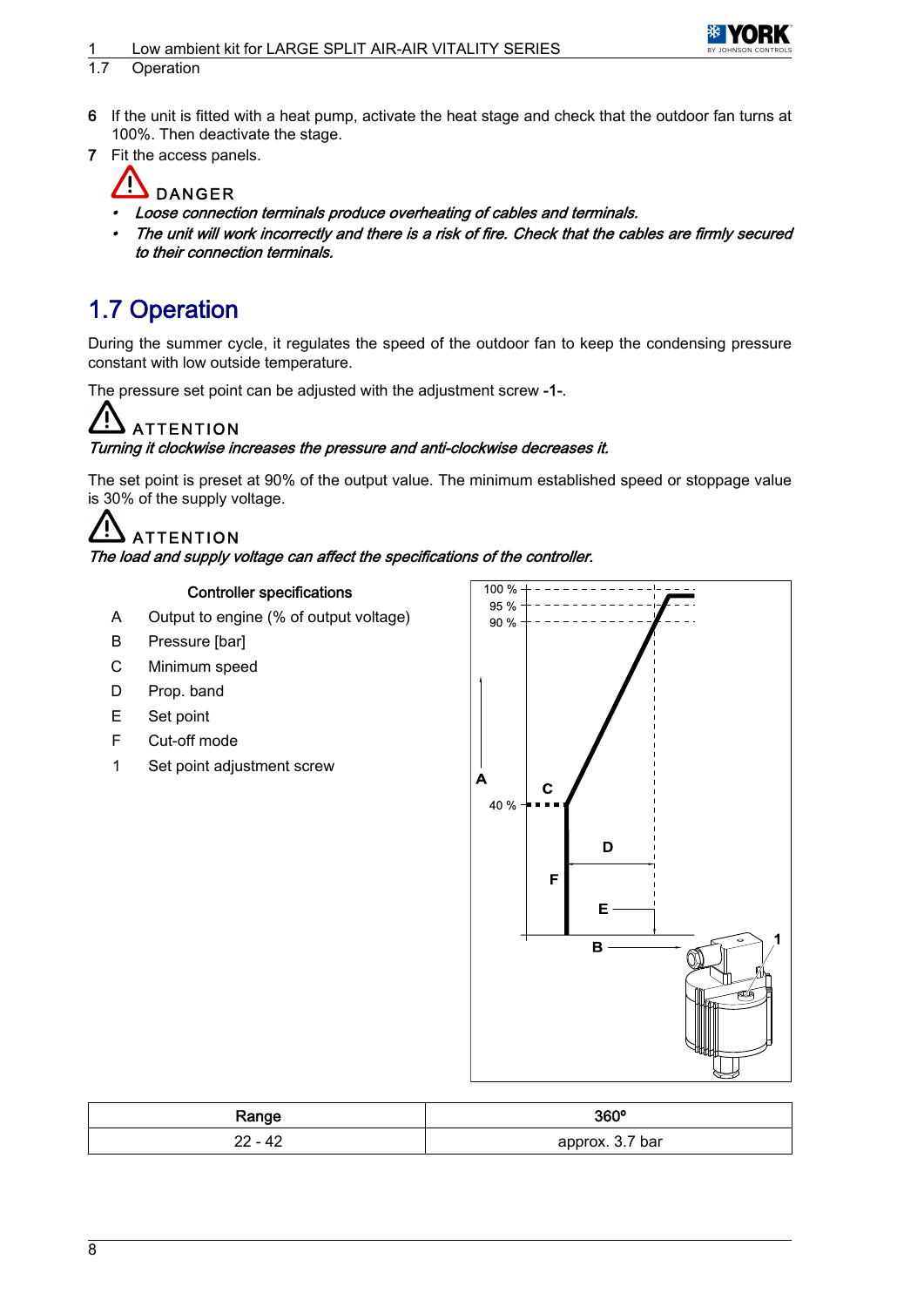6 If the unit is fitted with a heat pump, activate the heat stage and check that the outdoor fan turns at 100%. Then deactivate the stage.

7 Fit the access panels.

**DANGER**

- *Loose connection terminals produce overheating of cables and terminals.*
- *The unit will work incorrectly and there is a risk of fire. Check that the cables are firmly secured to their connection terminals.*

## 1.7 Operation

During the summer cycle, it regulates the speed of the outdoor fan to keep the condensing pressure constant with low outside temperature.

The pressure set point can be adjusted with the adjustment screw **-1-**.

**ATTENTION**

*Turning it clockwise increases the pressure and anti-clockwise decreases it.*

The set point is preset at 90% of the output value. The minimum established speed or stoppage value is 30% of the supply voltage.

**ATTENTION**

*The load and supply voltage can affect the specifications of the controller.*

**Controller specifications**

- A Output to engine (% of output voltage)
- B Pressure [bar]
- C Minimum speed
- D Prop. band
- E Set point
- F Cut-off mode
- 1 Set point adjustment screw

| Range | 360º |
|---|---|
| 22 - 42 | approx. 3.7 bar |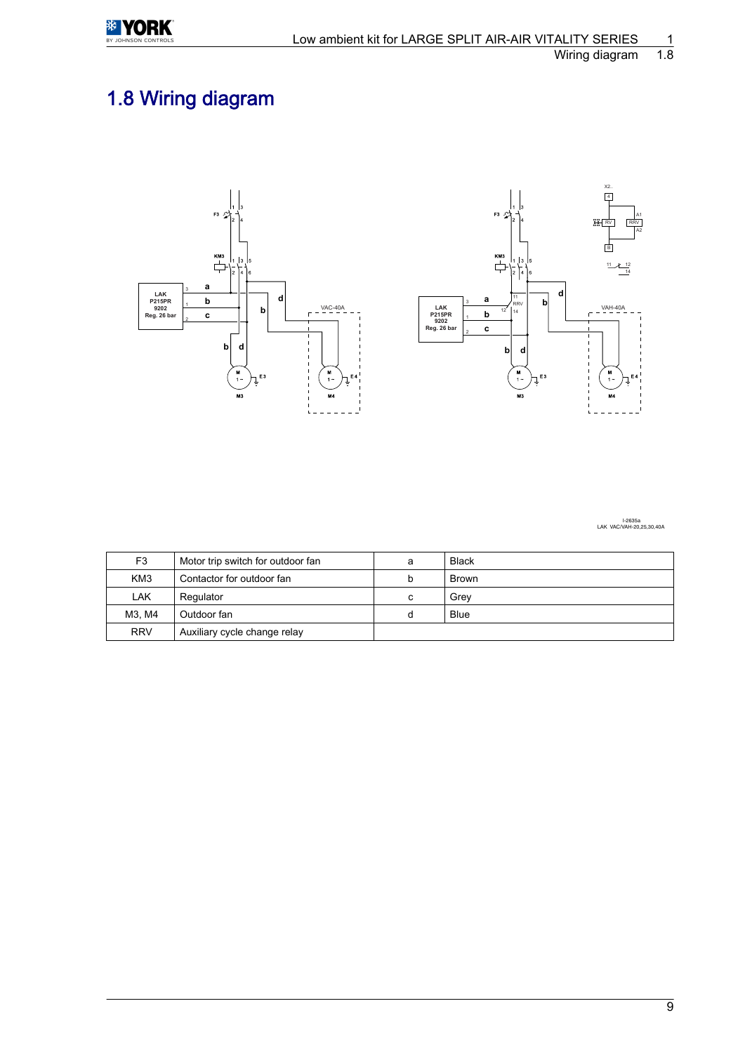# 1.8 Wiring diagram

I-2635a
LAK VAC/VAH-20,25,30,40A

| F3 | Motor trip switch for outdoor fan | a | Black |
|---|---|---|---|
| KM3 | Contactor for outdoor fan | b | Brown |
| LAK | Regulator | c | Grey |
| M3, M4 | Outdoor fan | d | Blue |
| RRV | Auxiliary cycle change relay | | |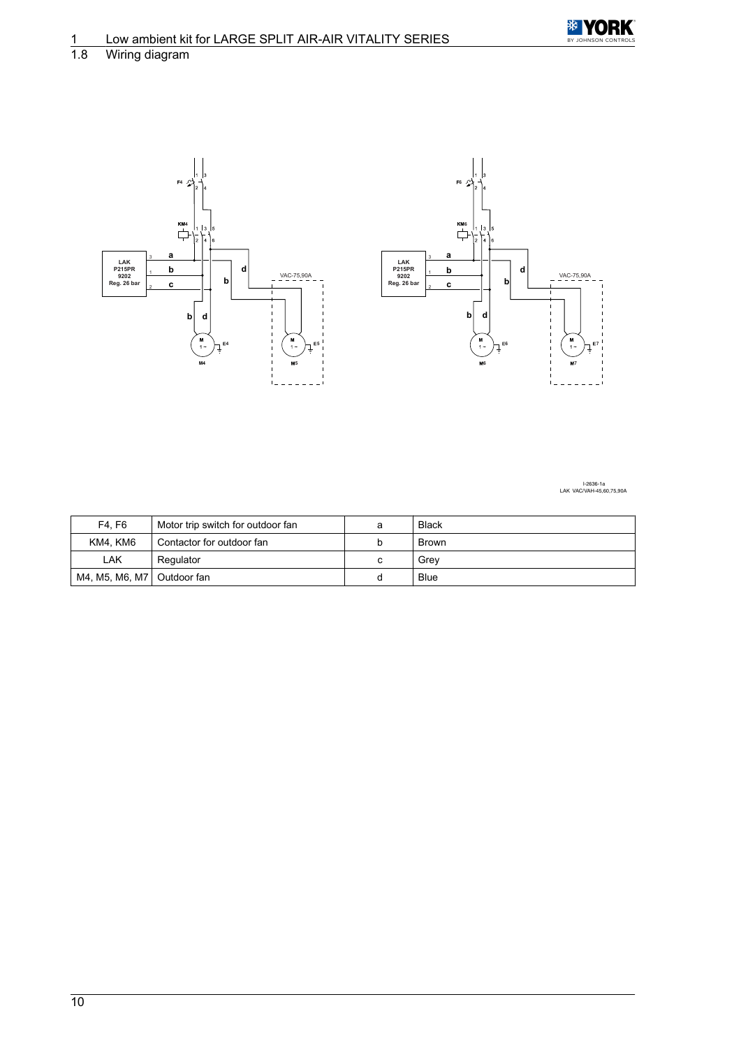## 1.8 Wiring diagram

I-2636-1a
LAK VAC/VAH-45,60,75,90A

| F4, F6 | Motor trip switch for outdoor fan | a | Black |
|---|---|---|---|
| KM4, KM6 | Contactor for outdoor fan | b | Brown |
| LAK | Regulator | c | Grey |
| M4, M5, M6, M7 | Outdoor fan | d | Blue |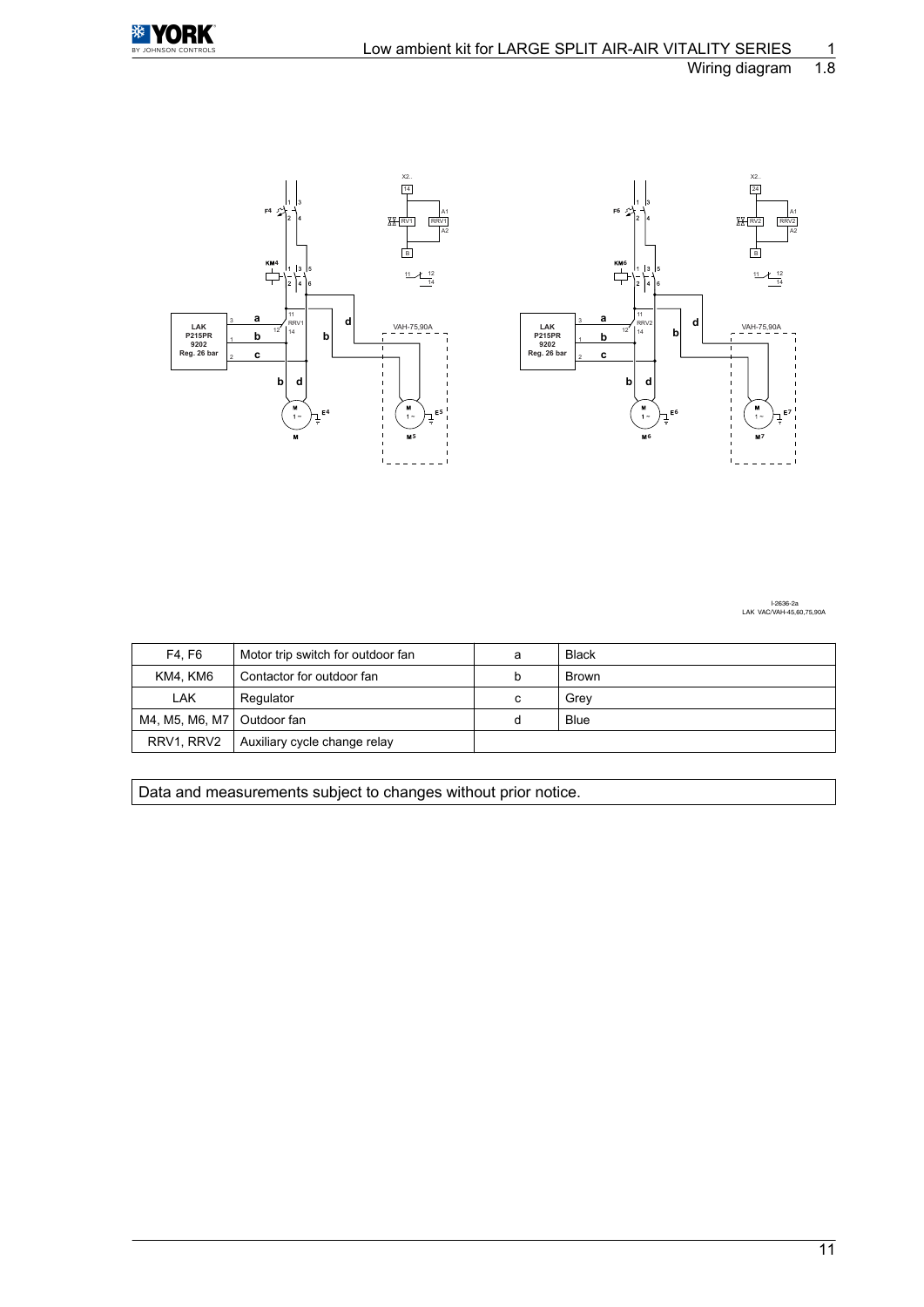I-2636-2a
LAK VAC/VAH-45,60,75,90A

| | | | |
|---|---|---|---|
| F4, F6 | Motor trip switch for outdoor fan | a | Black |
| KM4, KM6 | Contactor for outdoor fan | b | Brown |
| LAK | Regulator | c | Grey |
| M4, M5, M6, M7 | Outdoor fan | d | Blue |
| RRV1, RRV2 | Auxiliary cycle change relay | | |

Data and measurements subject to changes without prior notice.